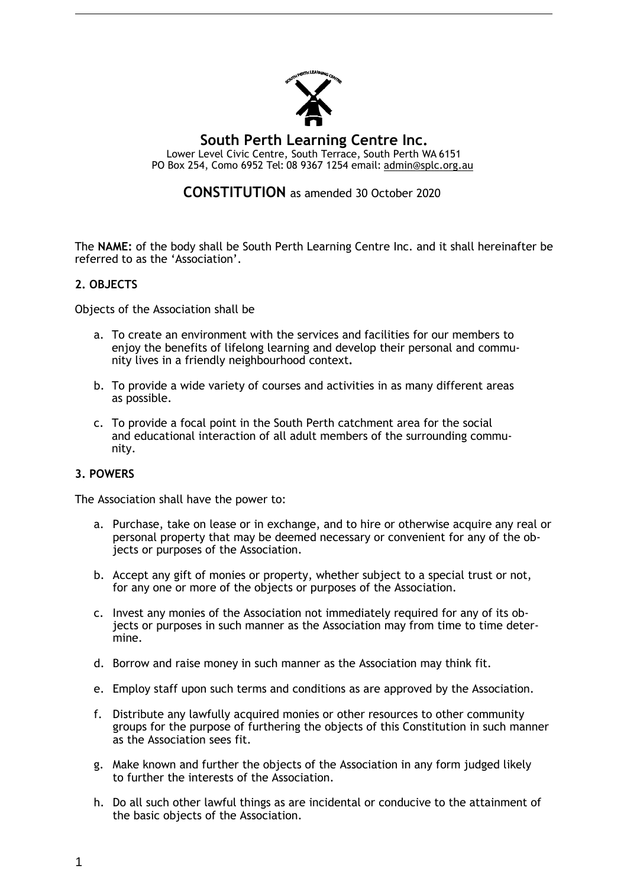# South Perth Learning Centre Inc.

Lower Level Civic Centre, South Terrace, South Perth WA 6151
PO Box 254, Como 6952 Tel: 08 9367 1254 email: admin@splc.org.au

## CONSTITUTION as amended 30 October 2020

The **NAME:** of the body shall be South Perth Learning Centre Inc. and it shall hereinafter be referred to as the 'Association'.

### 2. OBJECTS

Objects of the Association shall be

a. To create an environment with the services and facilities for our members to enjoy the benefits of lifelong learning and develop their personal and community lives in a friendly neighbourhood context.

b. To provide a wide variety of courses and activities in as many different areas as possible.

c. To provide a focal point in the South Perth catchment area for the social and educational interaction of all adult members of the surrounding community.

### 3. POWERS

The Association shall have the power to:

a. Purchase, take on lease or in exchange, and to hire or otherwise acquire any real or personal property that may be deemed necessary or convenient for any of the objects or purposes of the Association.

b. Accept any gift of monies or property, whether subject to a special trust or not, for any one or more of the objects or purposes of the Association.

c. Invest any monies of the Association not immediately required for any of its objects or purposes in such manner as the Association may from time to time determine.

d. Borrow and raise money in such manner as the Association may think fit.

e. Employ staff upon such terms and conditions as are approved by the Association.

f. Distribute any lawfully acquired monies or other resources to other community groups for the purpose of furthering the objects of this Constitution in such manner as the Association sees fit.

g. Make known and further the objects of the Association in any form judged likely to further the interests of the Association.

h. Do all such other lawful things as are incidental or conducive to the attainment of the basic objects of the Association.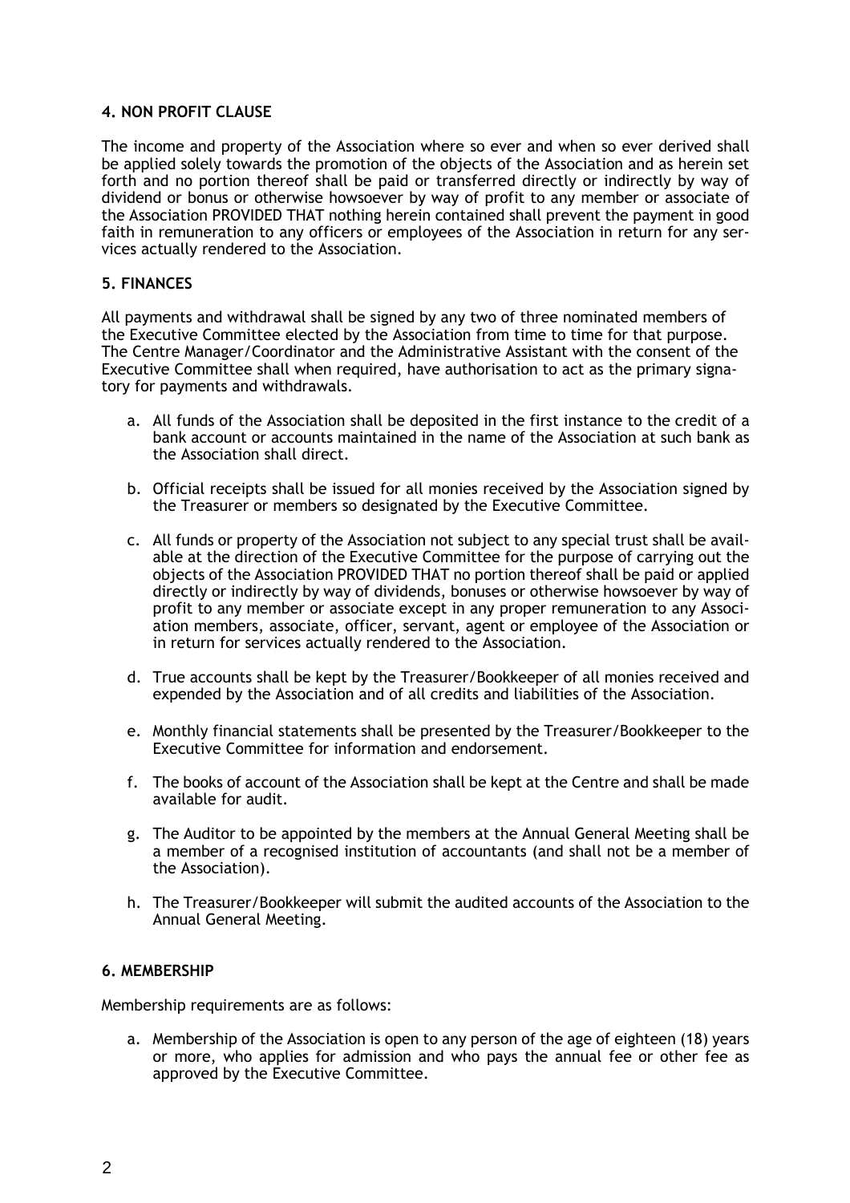#### 4. NON PROFIT CLAUSE

The income and property of the Association where so ever and when so ever derived shall be applied solely towards the promotion of the objects of the Association and as herein set forth and no portion thereof shall be paid or transferred directly or indirectly by way of dividend or bonus or otherwise howsoever by way of profit to any member or associate of the Association PROVIDED THAT nothing herein contained shall prevent the payment in good faith in remuneration to any officers or employees of the Association in return for any services actually rendered to the Association.

#### 5. FINANCES

All payments and withdrawal shall be signed by any two of three nominated members of the Executive Committee elected by the Association from time to time for that purpose. The Centre Manager/Coordinator and the Administrative Assistant with the consent of the Executive Committee shall when required, have authorisation to act as the primary signatory for payments and withdrawals.

a. All funds of the Association shall be deposited in the first instance to the credit of a bank account or accounts maintained in the name of the Association at such bank as the Association shall direct.

b. Official receipts shall be issued for all monies received by the Association signed by the Treasurer or members so designated by the Executive Committee.

c. All funds or property of the Association not subject to any special trust shall be available at the direction of the Executive Committee for the purpose of carrying out the objects of the Association PROVIDED THAT no portion thereof shall be paid or applied directly or indirectly by way of dividends, bonuses or otherwise howsoever by way of profit to any member or associate except in any proper remuneration to any Association members, associate, officer, servant, agent or employee of the Association or in return for services actually rendered to the Association.

d. True accounts shall be kept by the Treasurer/Bookkeeper of all monies received and expended by the Association and of all credits and liabilities of the Association.

e. Monthly financial statements shall be presented by the Treasurer/Bookkeeper to the Executive Committee for information and endorsement.

f. The books of account of the Association shall be kept at the Centre and shall be made available for audit.

g. The Auditor to be appointed by the members at the Annual General Meeting shall be a member of a recognised institution of accountants (and shall not be a member of the Association).

h. The Treasurer/Bookkeeper will submit the audited accounts of the Association to the Annual General Meeting.

#### 6. MEMBERSHIP

Membership requirements are as follows:

a. Membership of the Association is open to any person of the age of eighteen (18) years or more, who applies for admission and who pays the annual fee or other fee as approved by the Executive Committee.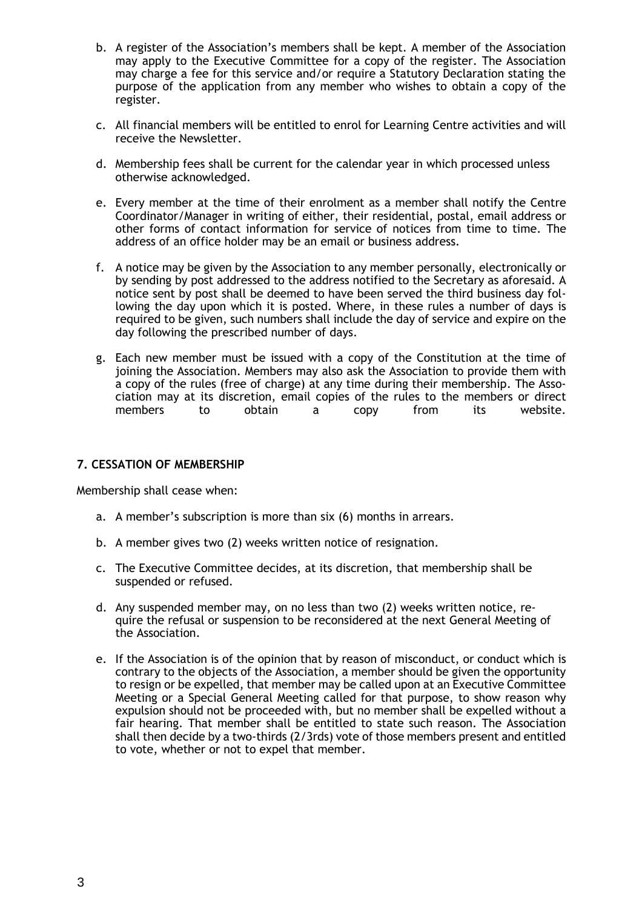b. A register of the Association's members shall be kept. A member of the Association may apply to the Executive Committee for a copy of the register. The Association may charge a fee for this service and/or require a Statutory Declaration stating the purpose of the application from any member who wishes to obtain a copy of the register.

c. All financial members will be entitled to enrol for Learning Centre activities and will receive the Newsletter.

d. Membership fees shall be current for the calendar year in which processed unless otherwise acknowledged.

e. Every member at the time of their enrolment as a member shall notify the Centre Coordinator/Manager in writing of either, their residential, postal, email address or other forms of contact information for service of notices from time to time. The address of an office holder may be an email or business address.

f. A notice may be given by the Association to any member personally, electronically or by sending by post addressed to the address notified to the Secretary as aforesaid. A notice sent by post shall be deemed to have been served the third business day following the day upon which it is posted. Where, in these rules a number of days is required to be given, such numbers shall include the day of service and expire on the day following the prescribed number of days.

g. Each new member must be issued with a copy of the Constitution at the time of joining the Association. Members may also ask the Association to provide them with a copy of the rules (free of charge) at any time during their membership. The Association may at its discretion, email copies of the rules to the members or direct members to obtain a copy from its website.

### 7. CESSATION OF MEMBERSHIP

Membership shall cease when:

a. A member's subscription is more than six (6) months in arrears.

b. A member gives two (2) weeks written notice of resignation.

c. The Executive Committee decides, at its discretion, that membership shall be suspended or refused.

d. Any suspended member may, on no less than two (2) weeks written notice, require the refusal or suspension to be reconsidered at the next General Meeting of the Association.

e. If the Association is of the opinion that by reason of misconduct, or conduct which is contrary to the objects of the Association, a member should be given the opportunity to resign or be expelled, that member may be called upon at an Executive Committee Meeting or a Special General Meeting called for that purpose, to show reason why expulsion should not be proceeded with, but no member shall be expelled without a fair hearing. That member shall be entitled to state such reason. The Association shall then decide by a two-thirds (2/3rds) vote of those members present and entitled to vote, whether or not to expel that member.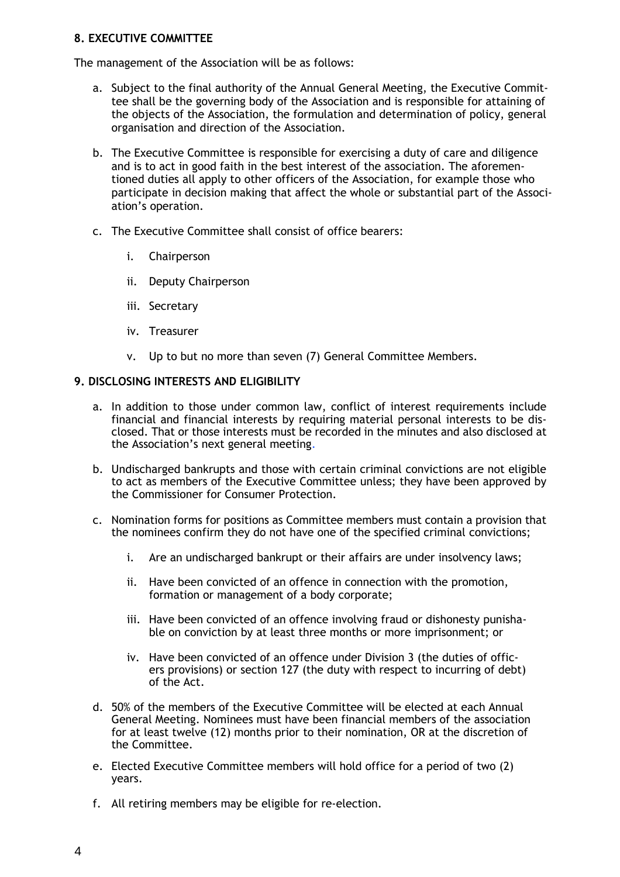### 8. EXECUTIVE COMMITTEE

The management of the Association will be as follows:

a. Subject to the final authority of the Annual General Meeting, the Executive Committee shall be the governing body of the Association and is responsible for attaining of the objects of the Association, the formulation and determination of policy, general organisation and direction of the Association.

b. The Executive Committee is responsible for exercising a duty of care and diligence and is to act in good faith in the best interest of the association. The aforementioned duties all apply to other officers of the Association, for example those who participate in decision making that affect the whole or substantial part of the Association's operation.

c. The Executive Committee shall consist of office bearers:

   i. Chairperson

   ii. Deputy Chairperson

   iii. Secretary

   iv. Treasurer

   v. Up to but no more than seven (7) General Committee Members.

### 9. DISCLOSING INTERESTS AND ELIGIBILITY

a. In addition to those under common law, conflict of interest requirements include financial and financial interests by requiring material personal interests to be disclosed. That or those interests must be recorded in the minutes and also disclosed at the Association's next general meeting.

b. Undischarged bankrupts and those with certain criminal convictions are not eligible to act as members of the Executive Committee unless; they have been approved by the Commissioner for Consumer Protection.

c. Nomination forms for positions as Committee members must contain a provision that the nominees confirm they do not have one of the specified criminal convictions;

   i. Are an undischarged bankrupt or their affairs are under insolvency laws;

   ii. Have been convicted of an offence in connection with the promotion, formation or management of a body corporate;

   iii. Have been convicted of an offence involving fraud or dishonesty punishable on conviction by at least three months or more imprisonment; or

   iv. Have been convicted of an offence under Division 3 (the duties of officers provisions) or section 127 (the duty with respect to incurring of debt) of the Act.

d. 50% of the members of the Executive Committee will be elected at each Annual General Meeting. Nominees must have been financial members of the association for at least twelve (12) months prior to their nomination, OR at the discretion of the Committee.

e. Elected Executive Committee members will hold office for a period of two (2) years.

f. All retiring members may be eligible for re-election.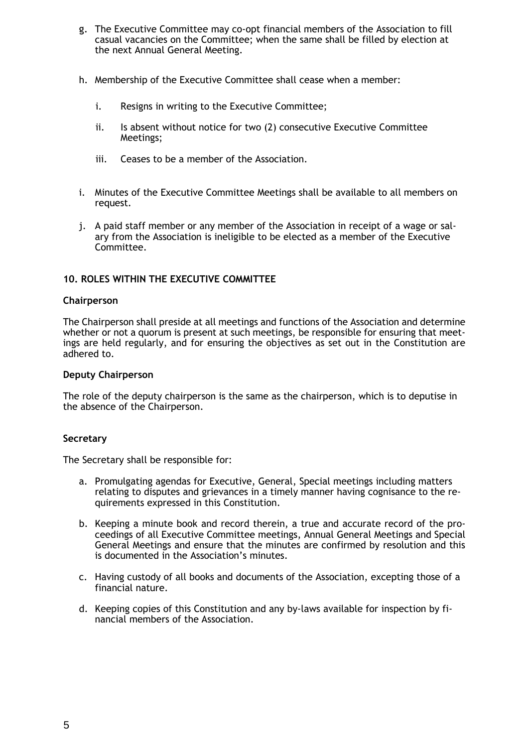g. The Executive Committee may co-opt financial members of the Association to fill casual vacancies on the Committee; when the same shall be filled by election at the next Annual General Meeting.

h. Membership of the Executive Committee shall cease when a member:

   i. Resigns in writing to the Executive Committee;

   ii. Is absent without notice for two (2) consecutive Executive Committee Meetings;

   iii. Ceases to be a member of the Association.

i. Minutes of the Executive Committee Meetings shall be available to all members on request.

j. A paid staff member or any member of the Association in receipt of a wage or salary from the Association is ineligible to be elected as a member of the Executive Committee.

## 10. ROLES WITHIN THE EXECUTIVE COMMITTEE

### Chairperson

The Chairperson shall preside at all meetings and functions of the Association and determine whether or not a quorum is present at such meetings, be responsible for ensuring that meetings are held regularly, and for ensuring the objectives as set out in the Constitution are adhered to.

### Deputy Chairperson

The role of the deputy chairperson is the same as the chairperson, which is to deputise in the absence of the Chairperson.

### Secretary

The Secretary shall be responsible for:

a. Promulgating agendas for Executive, General, Special meetings including matters relating to disputes and grievances in a timely manner having cognisance to the requirements expressed in this Constitution.

b. Keeping a minute book and record therein, a true and accurate record of the proceedings of all Executive Committee meetings, Annual General Meetings and Special General Meetings and ensure that the minutes are confirmed by resolution and this is documented in the Association's minutes.

c. Having custody of all books and documents of the Association, excepting those of a financial nature.

d. Keeping copies of this Constitution and any by-laws available for inspection by financial members of the Association.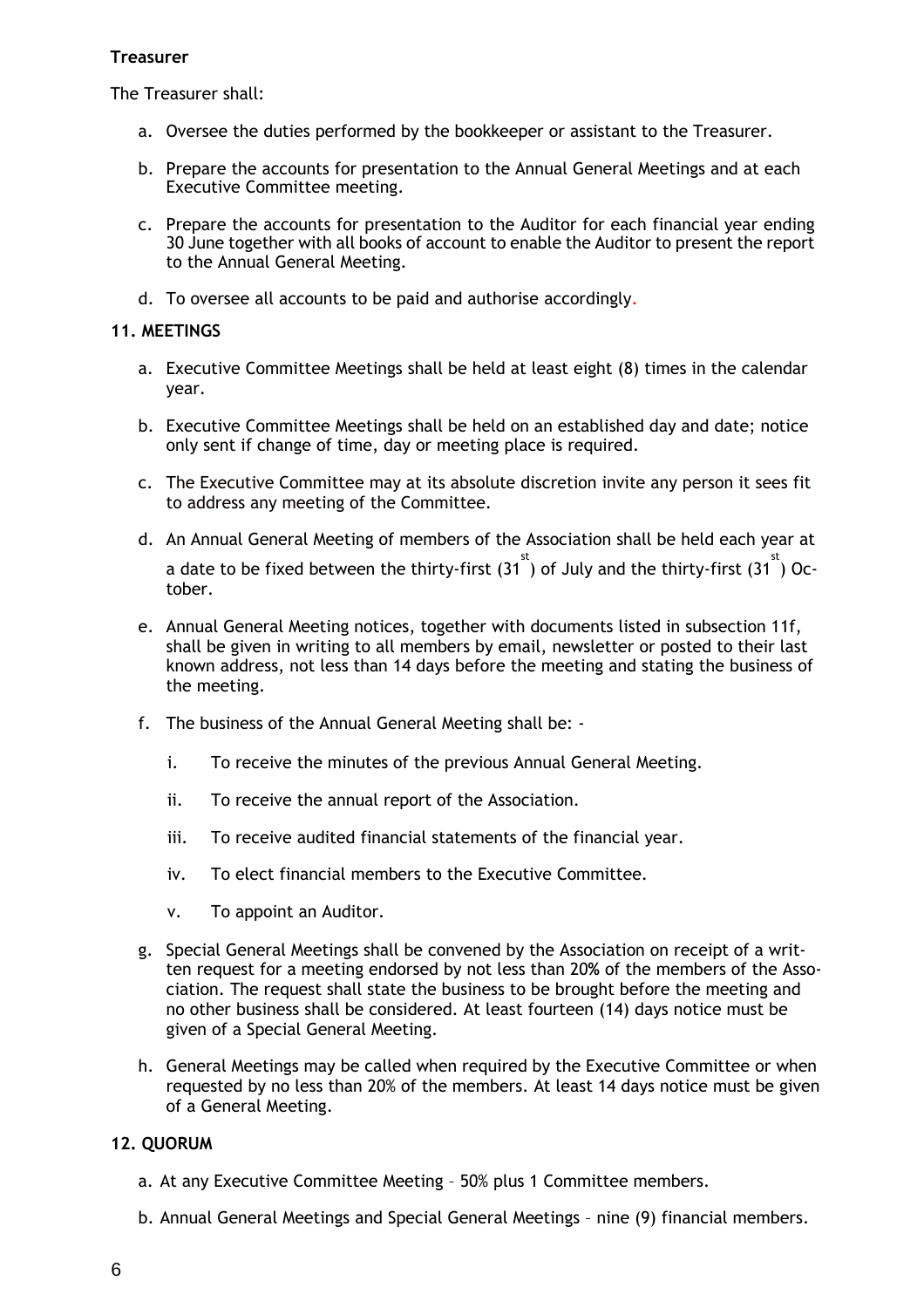**Treasurer**

The Treasurer shall:

a. Oversee the duties performed by the bookkeeper or assistant to the Treasurer.

b. Prepare the accounts for presentation to the Annual General Meetings and at each Executive Committee meeting.

c. Prepare the accounts for presentation to the Auditor for each financial year ending 30 June together with all books of account to enable the Auditor to present the report to the Annual General Meeting.

d. To oversee all accounts to be paid and authorise accordingly.

**11. MEETINGS**

a. Executive Committee Meetings shall be held at least eight (8) times in the calendar year.

b. Executive Committee Meetings shall be held on an established day and date; notice only sent if change of time, day or meeting place is required.

c. The Executive Committee may at its absolute discretion invite any person it sees fit to address any meeting of the Committee.

d. An Annual General Meeting of members of the Association shall be held each year at a date to be fixed between the thirty-first (31st) of July and the thirty-first (31st) October.

e. Annual General Meeting notices, together with documents listed in subsection 11f, shall be given in writing to all members by email, newsletter or posted to their last known address, not less than 14 days before the meeting and stating the business of the meeting.

f. The business of the Annual General Meeting shall be: -

   i. To receive the minutes of the previous Annual General Meeting.

   ii. To receive the annual report of the Association.

   iii. To receive audited financial statements of the financial year.

   iv. To elect financial members to the Executive Committee.

   v. To appoint an Auditor.

g. Special General Meetings shall be convened by the Association on receipt of a written request for a meeting endorsed by not less than 20% of the members of the Association. The request shall state the business to be brought before the meeting and no other business shall be considered. At least fourteen (14) days notice must be given of a Special General Meeting.

h. General Meetings may be called when required by the Executive Committee or when requested by no less than 20% of the members. At least 14 days notice must be given of a General Meeting.

**12. QUORUM**

a. At any Executive Committee Meeting – 50% plus 1 Committee members.

b. Annual General Meetings and Special General Meetings – nine (9) financial members.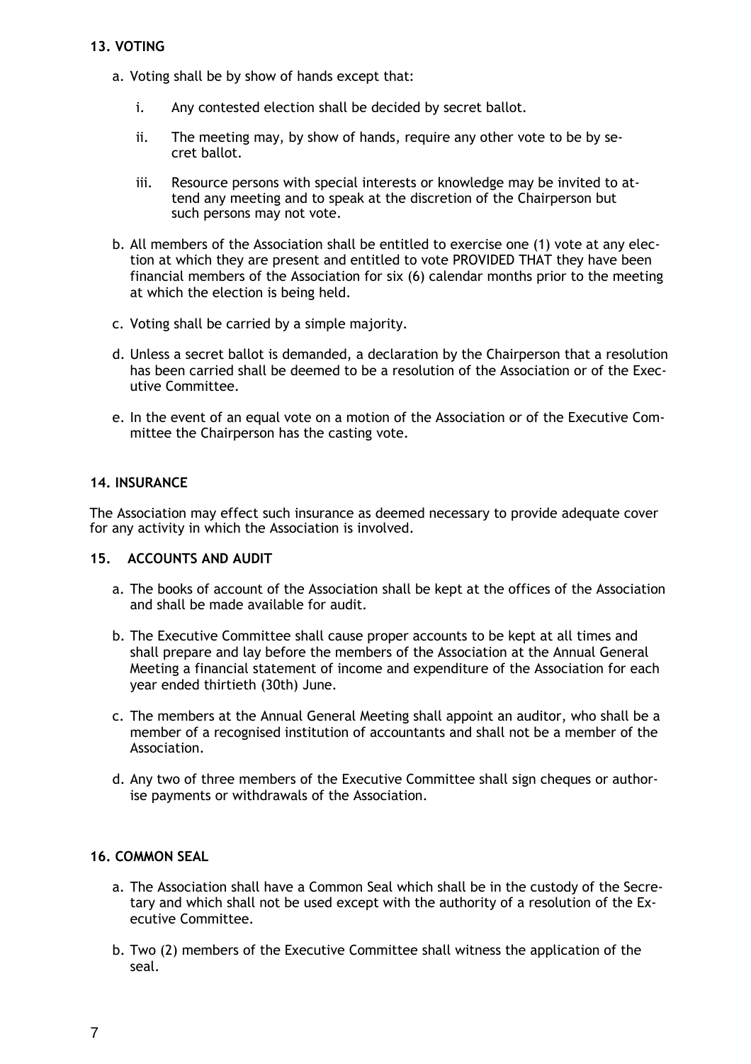## 13. VOTING

a. Voting shall be by show of hands except that:

   i. Any contested election shall be decided by secret ballot.

   ii. The meeting may, by show of hands, require any other vote to be by secret ballot.

   iii. Resource persons with special interests or knowledge may be invited to attend any meeting and to speak at the discretion of the Chairperson but such persons may not vote.

b. All members of the Association shall be entitled to exercise one (1) vote at any election at which they are present and entitled to vote PROVIDED THAT they have been financial members of the Association for six (6) calendar months prior to the meeting at which the election is being held.

c. Voting shall be carried by a simple majority.

d. Unless a secret ballot is demanded, a declaration by the Chairperson that a resolution has been carried shall be deemed to be a resolution of the Association or of the Executive Committee.

e. In the event of an equal vote on a motion of the Association or of the Executive Committee the Chairperson has the casting vote.

## 14. INSURANCE

The Association may effect such insurance as deemed necessary to provide adequate cover for any activity in which the Association is involved.

## 15. ACCOUNTS AND AUDIT

a. The books of account of the Association shall be kept at the offices of the Association and shall be made available for audit.

b. The Executive Committee shall cause proper accounts to be kept at all times and shall prepare and lay before the members of the Association at the Annual General Meeting a financial statement of income and expenditure of the Association for each year ended thirtieth (30th) June.

c. The members at the Annual General Meeting shall appoint an auditor, who shall be a member of a recognised institution of accountants and shall not be a member of the Association.

d. Any two of three members of the Executive Committee shall sign cheques or authorise payments or withdrawals of the Association.

## 16. COMMON SEAL

a. The Association shall have a Common Seal which shall be in the custody of the Secretary and which shall not be used except with the authority of a resolution of the Executive Committee.

b. Two (2) members of the Executive Committee shall witness the application of the seal.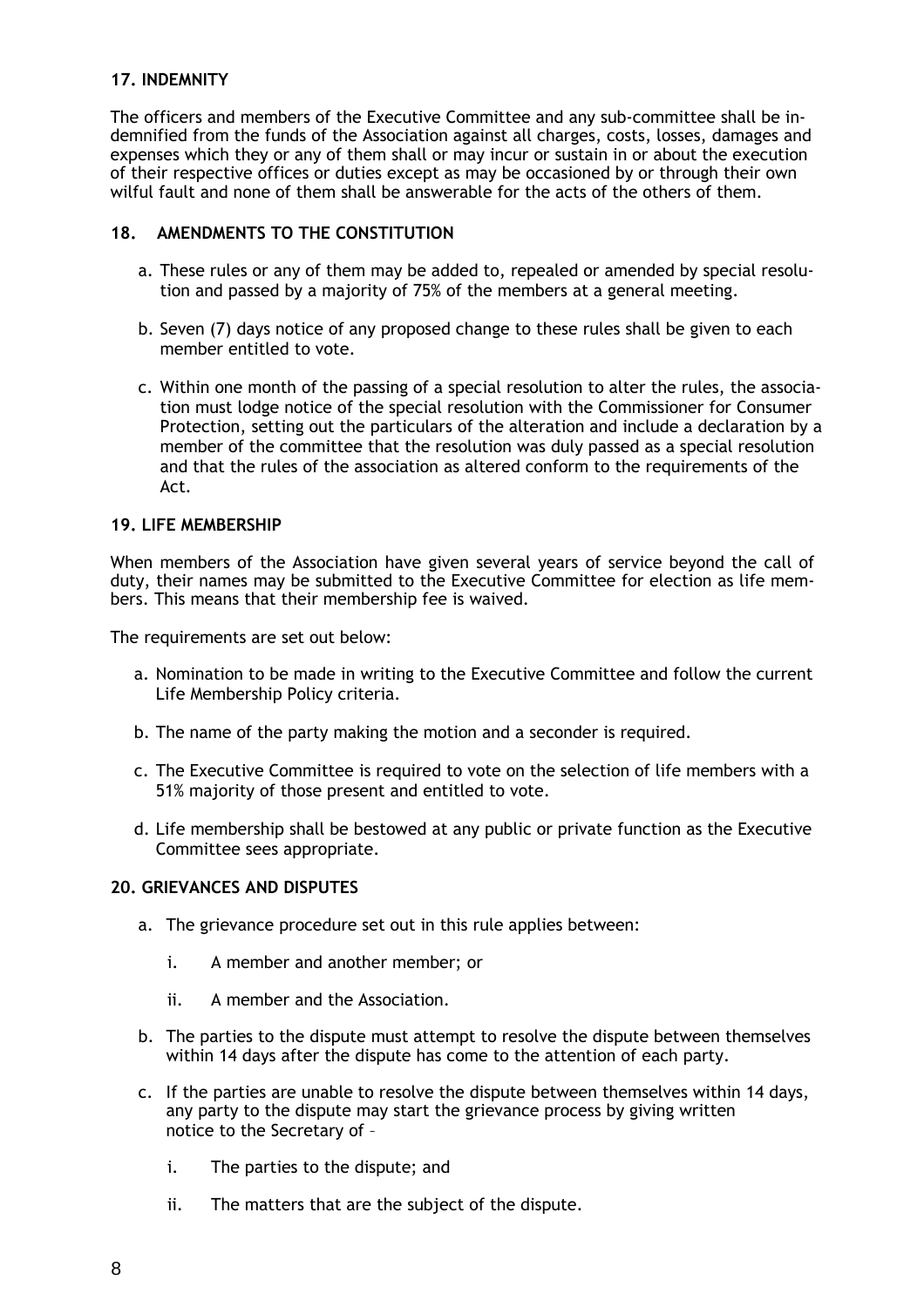### 17. INDEMNITY

The officers and members of the Executive Committee and any sub-committee shall be indemnified from the funds of the Association against all charges, costs, losses, damages and expenses which they or any of them shall or may incur or sustain in or about the execution of their respective offices or duties except as may be occasioned by or through their own wilful fault and none of them shall be answerable for the acts of the others of them.

### 18. AMENDMENTS TO THE CONSTITUTION

a. These rules or any of them may be added to, repealed or amended by special resolution and passed by a majority of 75% of the members at a general meeting.

b. Seven (7) days notice of any proposed change to these rules shall be given to each member entitled to vote.

c. Within one month of the passing of a special resolution to alter the rules, the association must lodge notice of the special resolution with the Commissioner for Consumer Protection, setting out the particulars of the alteration and include a declaration by a member of the committee that the resolution was duly passed as a special resolution and that the rules of the association as altered conform to the requirements of the Act.

### 19. LIFE MEMBERSHIP

When members of the Association have given several years of service beyond the call of duty, their names may be submitted to the Executive Committee for election as life members. This means that their membership fee is waived.

The requirements are set out below:

a. Nomination to be made in writing to the Executive Committee and follow the current Life Membership Policy criteria.

b. The name of the party making the motion and a seconder is required.

c. The Executive Committee is required to vote on the selection of life members with a 51% majority of those present and entitled to vote.

d. Life membership shall be bestowed at any public or private function as the Executive Committee sees appropriate.

### 20. GRIEVANCES AND DISPUTES

a. The grievance procedure set out in this rule applies between:

   i. A member and another member; or

   ii. A member and the Association.

b. The parties to the dispute must attempt to resolve the dispute between themselves within 14 days after the dispute has come to the attention of each party.

c. If the parties are unable to resolve the dispute between themselves within 14 days, any party to the dispute may start the grievance process by giving written notice to the Secretary of –

   i. The parties to the dispute; and

   ii. The matters that are the subject of the dispute.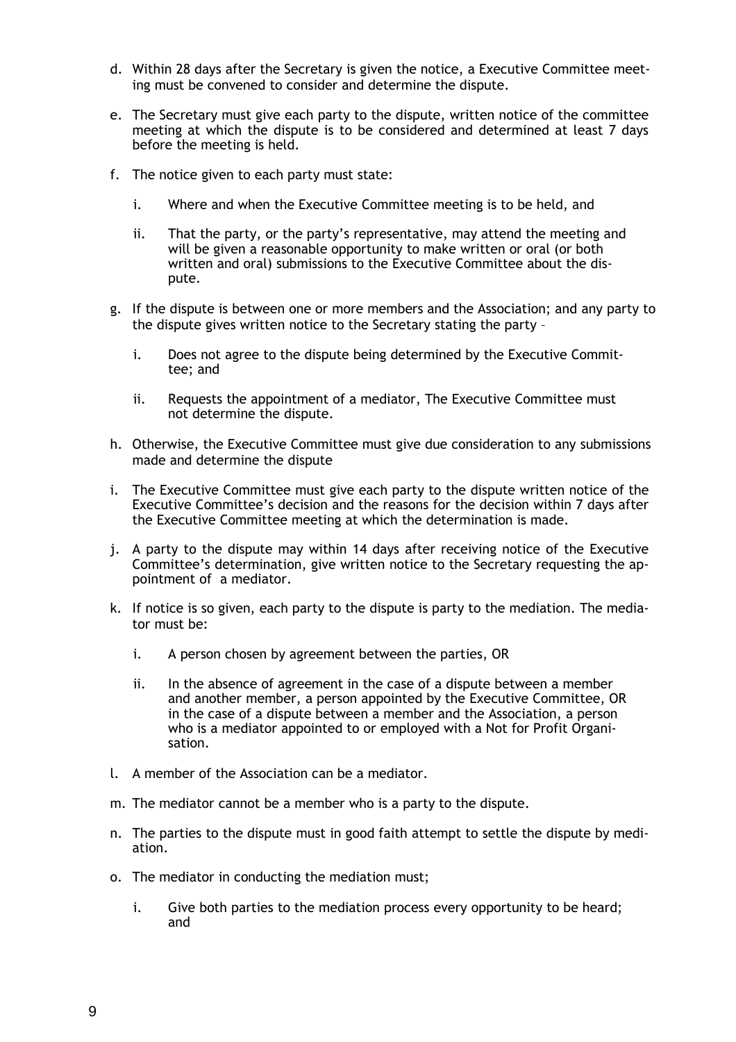d. Within 28 days after the Secretary is given the notice, a Executive Committee meeting must be convened to consider and determine the dispute.

e. The Secretary must give each party to the dispute, written notice of the committee meeting at which the dispute is to be considered and determined at least 7 days before the meeting is held.

f. The notice given to each party must state:

   i. Where and when the Executive Committee meeting is to be held, and

   ii. That the party, or the party's representative, may attend the meeting and will be given a reasonable opportunity to make written or oral (or both written and oral) submissions to the Executive Committee about the dispute.

g. If the dispute is between one or more members and the Association; and any party to the dispute gives written notice to the Secretary stating the party –

   i. Does not agree to the dispute being determined by the Executive Committee; and

   ii. Requests the appointment of a mediator, The Executive Committee must not determine the dispute.

h. Otherwise, the Executive Committee must give due consideration to any submissions made and determine the dispute

i. The Executive Committee must give each party to the dispute written notice of the Executive Committee's decision and the reasons for the decision within 7 days after the Executive Committee meeting at which the determination is made.

j. A party to the dispute may within 14 days after receiving notice of the Executive Committee's determination, give written notice to the Secretary requesting the appointment of a mediator.

k. If notice is so given, each party to the dispute is party to the mediation. The mediator must be:

   i. A person chosen by agreement between the parties, OR

   ii. In the absence of agreement in the case of a dispute between a member and another member, a person appointed by the Executive Committee, OR in the case of a dispute between a member and the Association, a person who is a mediator appointed to or employed with a Not for Profit Organisation.

l. A member of the Association can be a mediator.

m. The mediator cannot be a member who is a party to the dispute.

n. The parties to the dispute must in good faith attempt to settle the dispute by mediation.

o. The mediator in conducting the mediation must;

   i. Give both parties to the mediation process every opportunity to be heard; and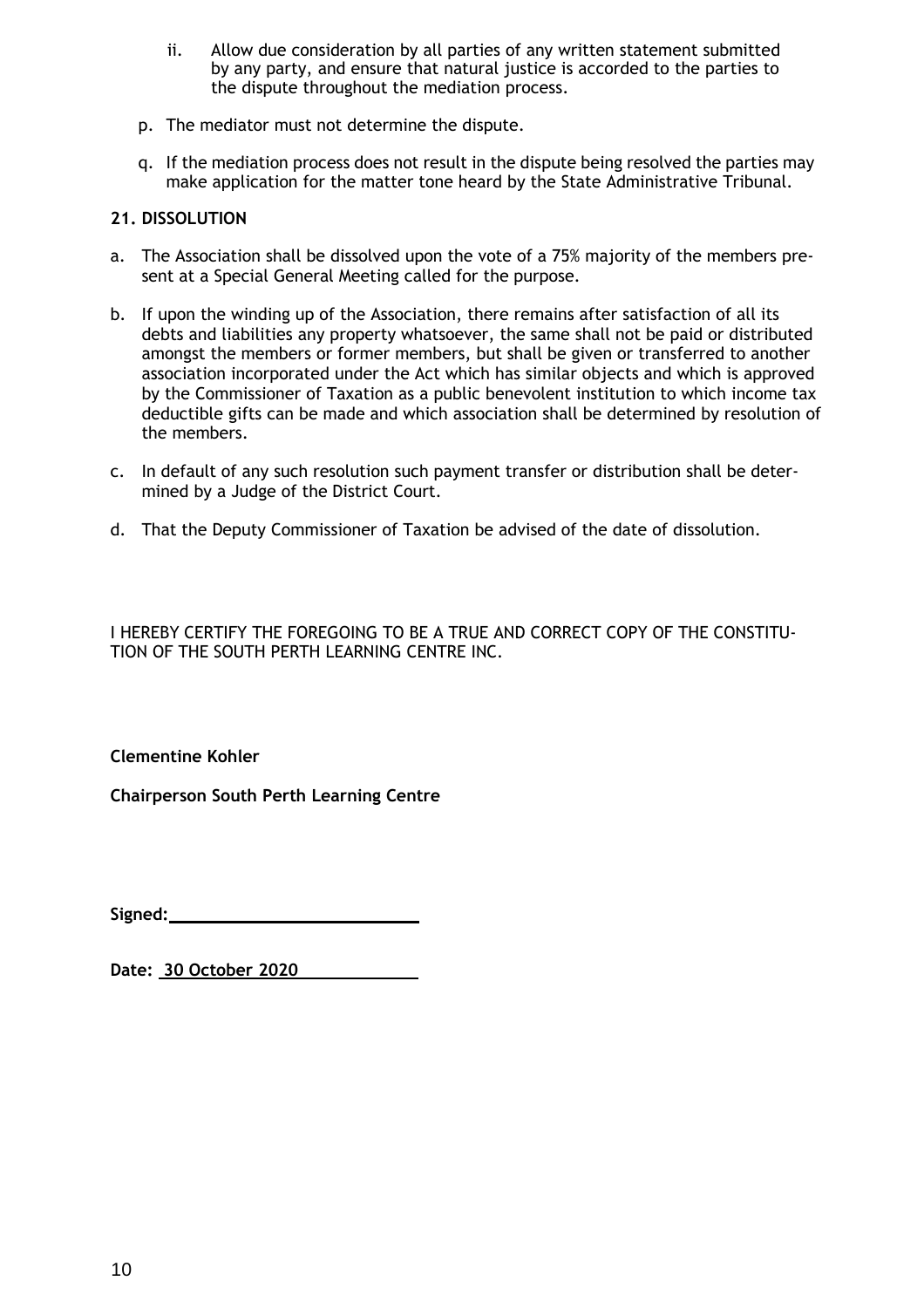ii. Allow due consideration by all parties of any written statement submitted by any party, and ensure that natural justice is accorded to the parties to the dispute throughout the mediation process.

p. The mediator must not determine the dispute.

q. If the mediation process does not result in the dispute being resolved the parties may make application for the matter tone heard by the State Administrative Tribunal.

**21. DISSOLUTION**

a. The Association shall be dissolved upon the vote of a 75% majority of the members present at a Special General Meeting called for the purpose.

b. If upon the winding up of the Association, there remains after satisfaction of all its debts and liabilities any property whatsoever, the same shall not be paid or distributed amongst the members or former members, but shall be given or transferred to another association incorporated under the Act which has similar objects and which is approved by the Commissioner of Taxation as a public benevolent institution to which income tax deductible gifts can be made and which association shall be determined by resolution of the members.

c. In default of any such resolution such payment transfer or distribution shall be determined by a Judge of the District Court.

d. That the Deputy Commissioner of Taxation be advised of the date of dissolution.

I HEREBY CERTIFY THE FOREGOING TO BE A TRUE AND CORRECT COPY OF THE CONSTITUTION OF THE SOUTH PERTH LEARNING CENTRE INC.

**Clementine Kohler**

**Chairperson South Perth Learning Centre**

**Signed:** ____________________

**Date:** 30 October 2020